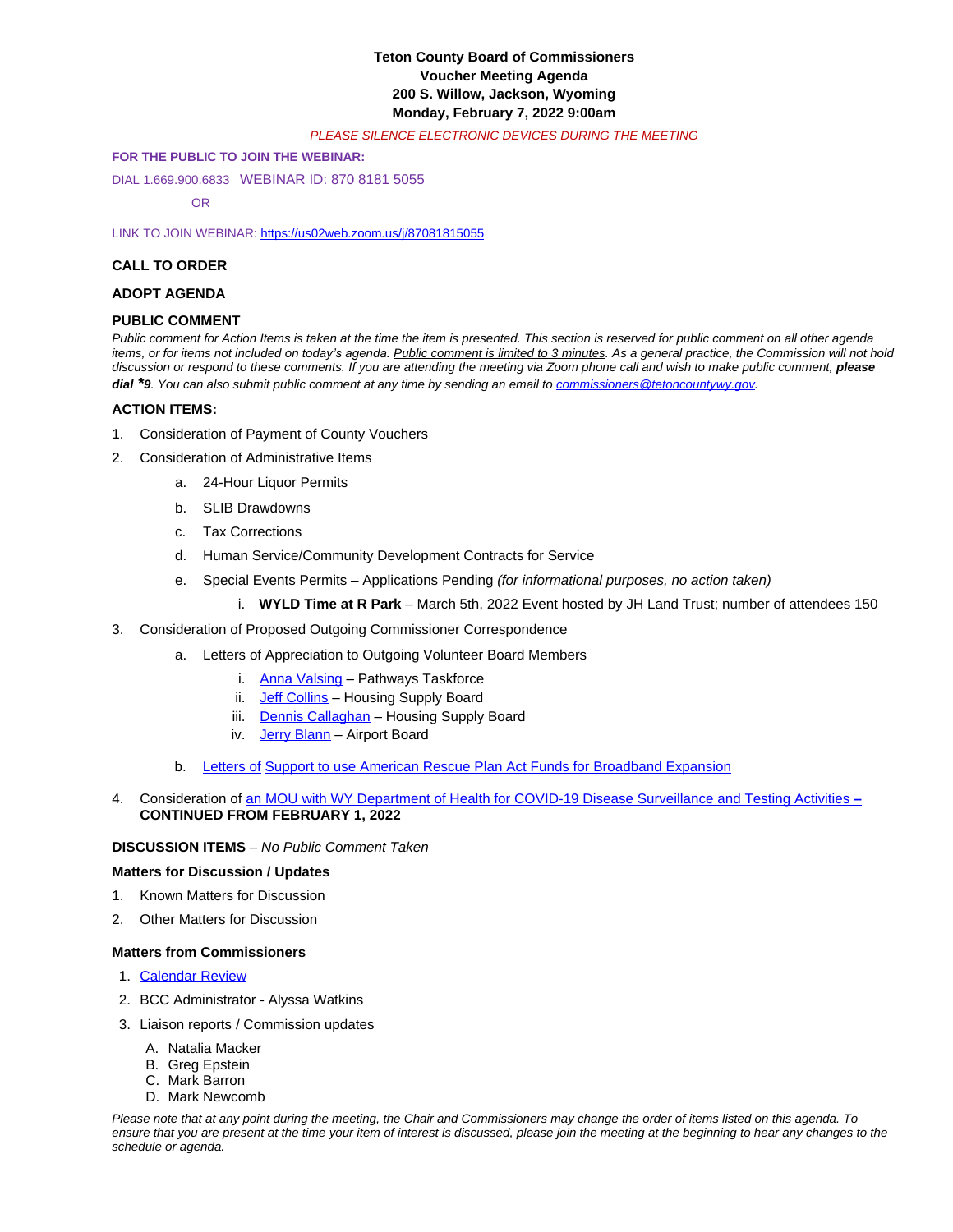**Teton County Board of Commissioners**
**Voucher Meeting Agenda**
**200 S. Willow, Jackson, Wyoming**
**Monday, February 7, 2022 9:00am**

*PLEASE SILENCE ELECTRONIC DEVICES DURING THE MEETING*

**FOR THE PUBLIC TO JOIN THE WEBINAR:**

DIAL 1.669.900.6833 WEBINAR ID: 870 8181 5055

OR

LINK TO JOIN WEBINAR: https://us02web.zoom.us/j/87081815055

**CALL TO ORDER**

**ADOPT AGENDA**

**PUBLIC COMMENT**

*Public comment for Action Items is taken at the time the item is presented. This section is reserved for public comment on all other agenda items, or for items not included on today's agenda. Public comment is limited to 3 minutes. As a general practice, the Commission will not hold discussion or respond to these comments. If you are attending the meeting via Zoom phone call and wish to make public comment,* ***please dial *9****. You can also submit public comment at any time by sending an email to commissioners@tetoncountywy.gov.*

**ACTION ITEMS:**

1. Consideration of Payment of County Vouchers
2. Consideration of Administrative Items
   a. 24-Hour Liquor Permits
   b. SLIB Drawdowns
   c. Tax Corrections
   d. Human Service/Community Development Contracts for Service
   e. Special Events Permits – Applications Pending *(for informational purposes, no action taken)*
      i. **WYLD Time at R Park** – March 5th, 2022 Event hosted by JH Land Trust; number of attendees 150
3. Consideration of Proposed Outgoing Commissioner Correspondence
   a. Letters of Appreciation to Outgoing Volunteer Board Members
      i. Anna Valsing – Pathways Taskforce
      ii. Jeff Collins – Housing Supply Board
      iii. Dennis Callaghan – Housing Supply Board
      iv. Jerry Blann – Airport Board
   b. Letters of Support to use American Rescue Plan Act Funds for Broadband Expansion
4. Consideration of an MOU with WY Department of Health for COVID-19 Disease Surveillance and Testing Activities – **CONTINUED FROM FEBRUARY 1, 2022**

**DISCUSSION ITEMS** – *No Public Comment Taken*

**Matters for Discussion / Updates**

1. Known Matters for Discussion
2. Other Matters for Discussion

**Matters from Commissioners**

1. Calendar Review
2. BCC Administrator - Alyssa Watkins
3. Liaison reports / Commission updates
   A. Natalia Macker
   B. Greg Epstein
   C. Mark Barron
   D. Mark Newcomb

*Please note that at any point during the meeting, the Chair and Commissioners may change the order of items listed on this agenda. To ensure that you are present at the time your item of interest is discussed, please join the meeting at the beginning to hear any changes to the schedule or agenda.*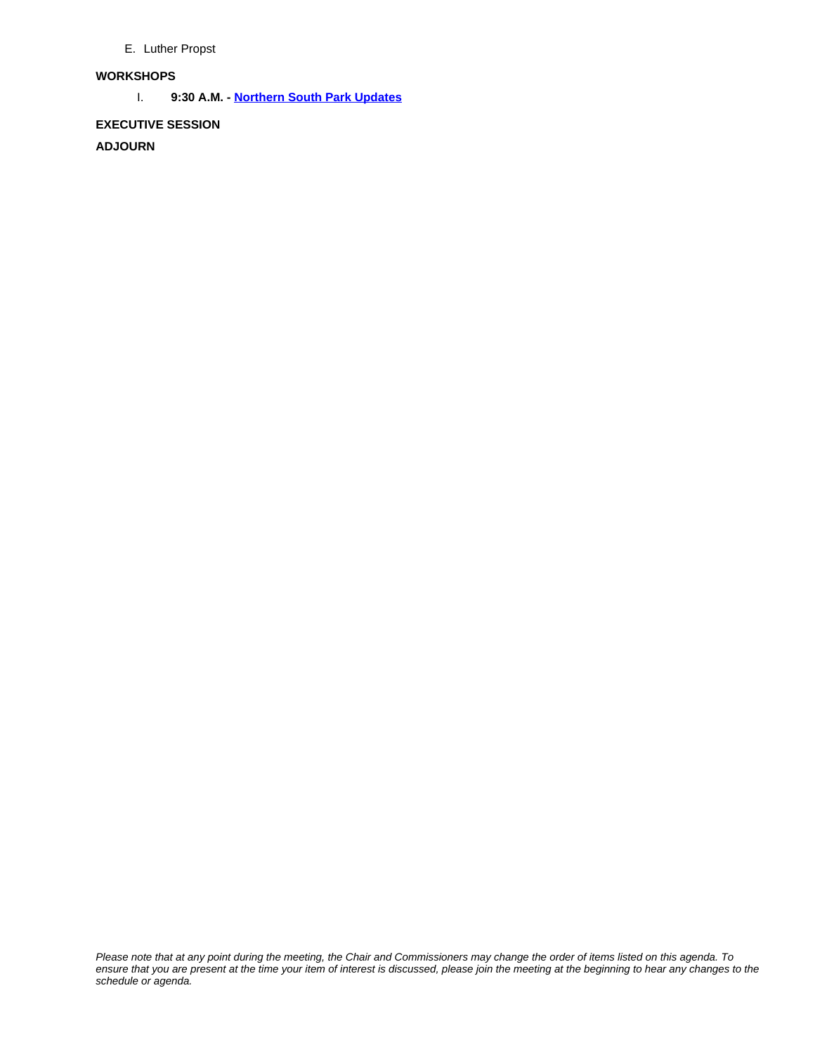E. Luther Propst

**WORKSHOPS**

I. **9:30 A.M. - Northern South Park Updates**

**EXECUTIVE SESSION**

**ADJOURN**

*Please note that at any point during the meeting, the Chair and Commissioners may change the order of items listed on this agenda. To ensure that you are present at the time your item of interest is discussed, please join the meeting at the beginning to hear any changes to the schedule or agenda.*